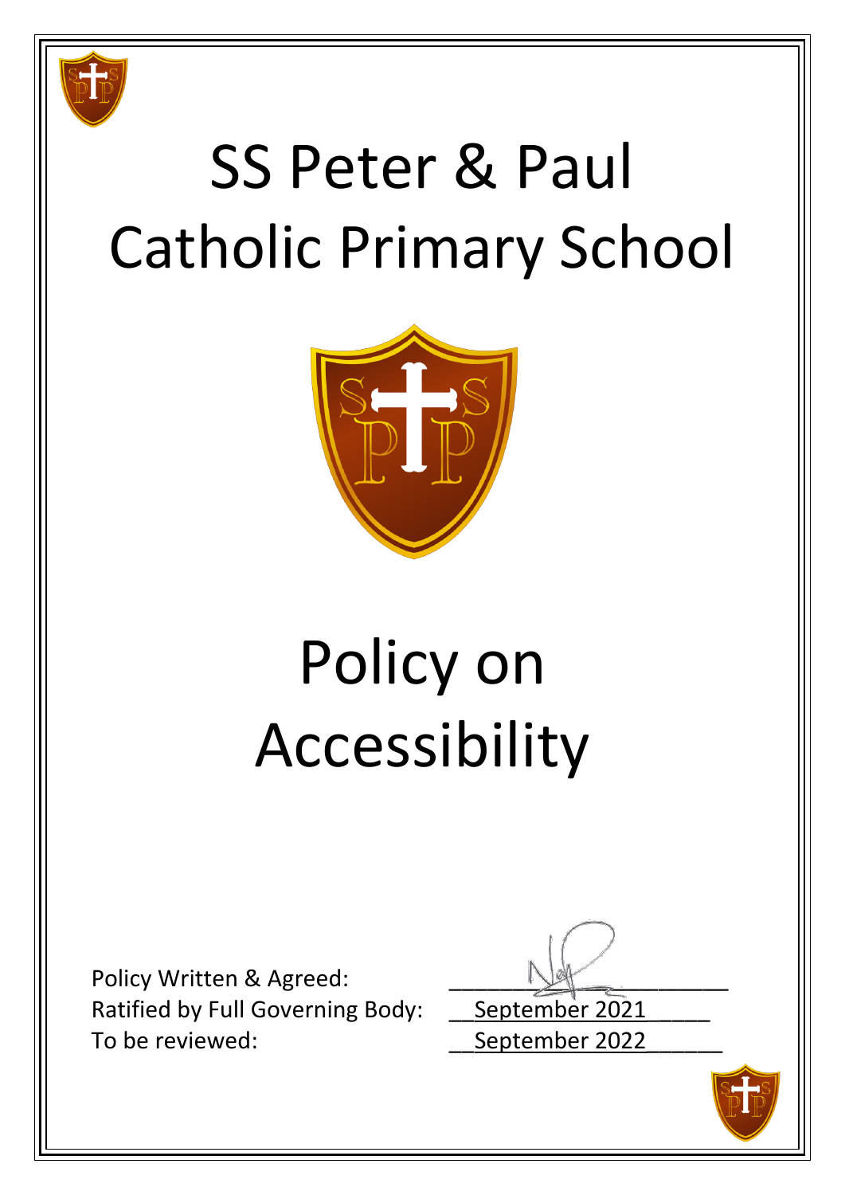# SS Peter & Paul Catholic Primary School

# Policy on Accessibility

Policy Written & Agreed: ____________________

Ratified by Full Governing Body: September 2021

To be reviewed: September 2022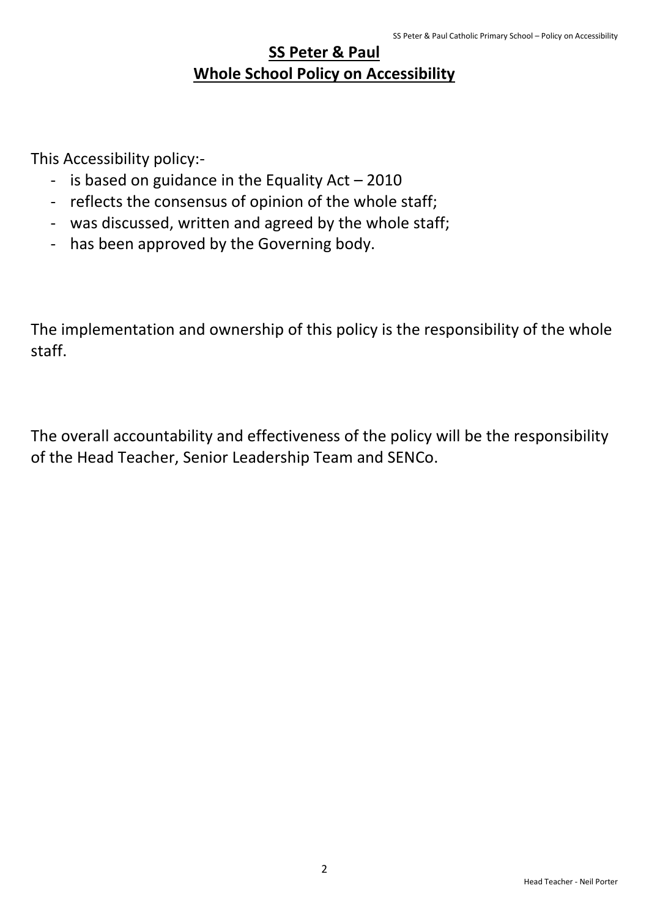# SS Peter & Paul
## Whole School Policy on Accessibility

This Accessibility policy:-

- is based on guidance in the Equality Act – 2010
- reflects the consensus of opinion of the whole staff;
- was discussed, written and agreed by the whole staff;
- has been approved by the Governing body.

The implementation and ownership of this policy is the responsibility of the whole staff.

The overall accountability and effectiveness of the policy will be the responsibility of the Head Teacher, Senior Leadership Team and SENCo.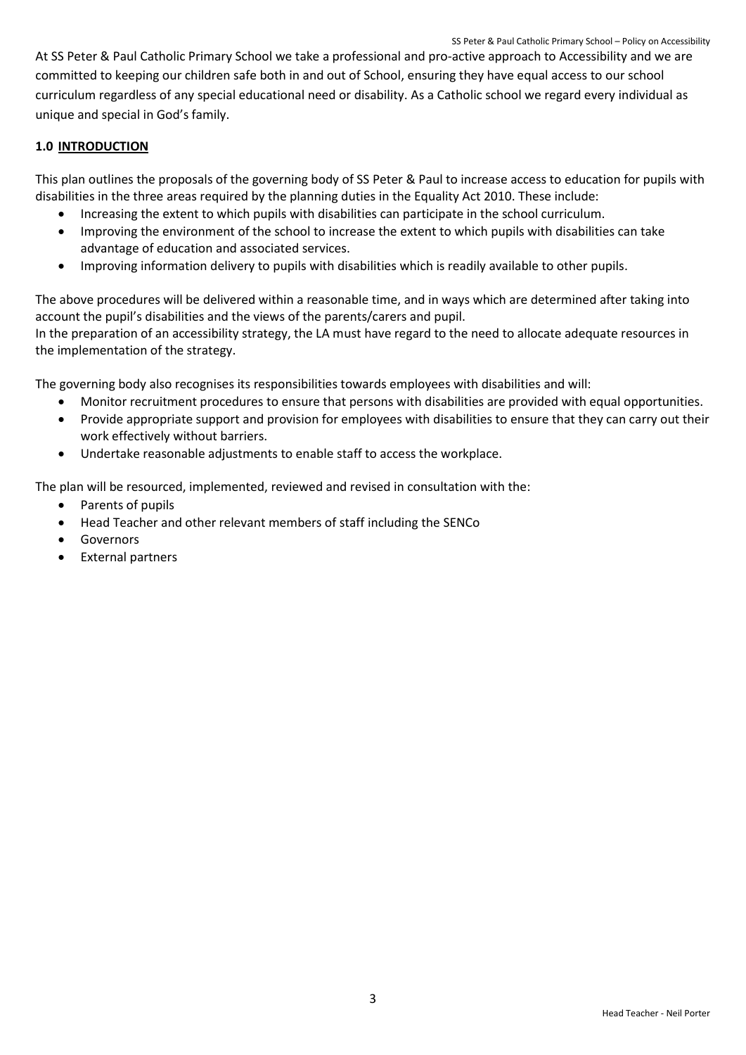At SS Peter & Paul Catholic Primary School we take a professional and pro-active approach to Accessibility and we are committed to keeping our children safe both in and out of School, ensuring they have equal access to our school curriculum regardless of any special educational need or disability. As a Catholic school we regard every individual as unique and special in God's family.

## 1.0 INTRODUCTION

This plan outlines the proposals of the governing body of SS Peter & Paul to increase access to education for pupils with disabilities in the three areas required by the planning duties in the Equality Act 2010. These include:

- Increasing the extent to which pupils with disabilities can participate in the school curriculum.
- Improving the environment of the school to increase the extent to which pupils with disabilities can take advantage of education and associated services.
- Improving information delivery to pupils with disabilities which is readily available to other pupils.

The above procedures will be delivered within a reasonable time, and in ways which are determined after taking into account the pupil's disabilities and the views of the parents/carers and pupil.
In the preparation of an accessibility strategy, the LA must have regard to the need to allocate adequate resources in the implementation of the strategy.

The governing body also recognises its responsibilities towards employees with disabilities and will:

- Monitor recruitment procedures to ensure that persons with disabilities are provided with equal opportunities.
- Provide appropriate support and provision for employees with disabilities to ensure that they can carry out their work effectively without barriers.
- Undertake reasonable adjustments to enable staff to access the workplace.

The plan will be resourced, implemented, reviewed and revised in consultation with the:

- Parents of pupils
- Head Teacher and other relevant members of staff including the SENCo
- Governors
- External partners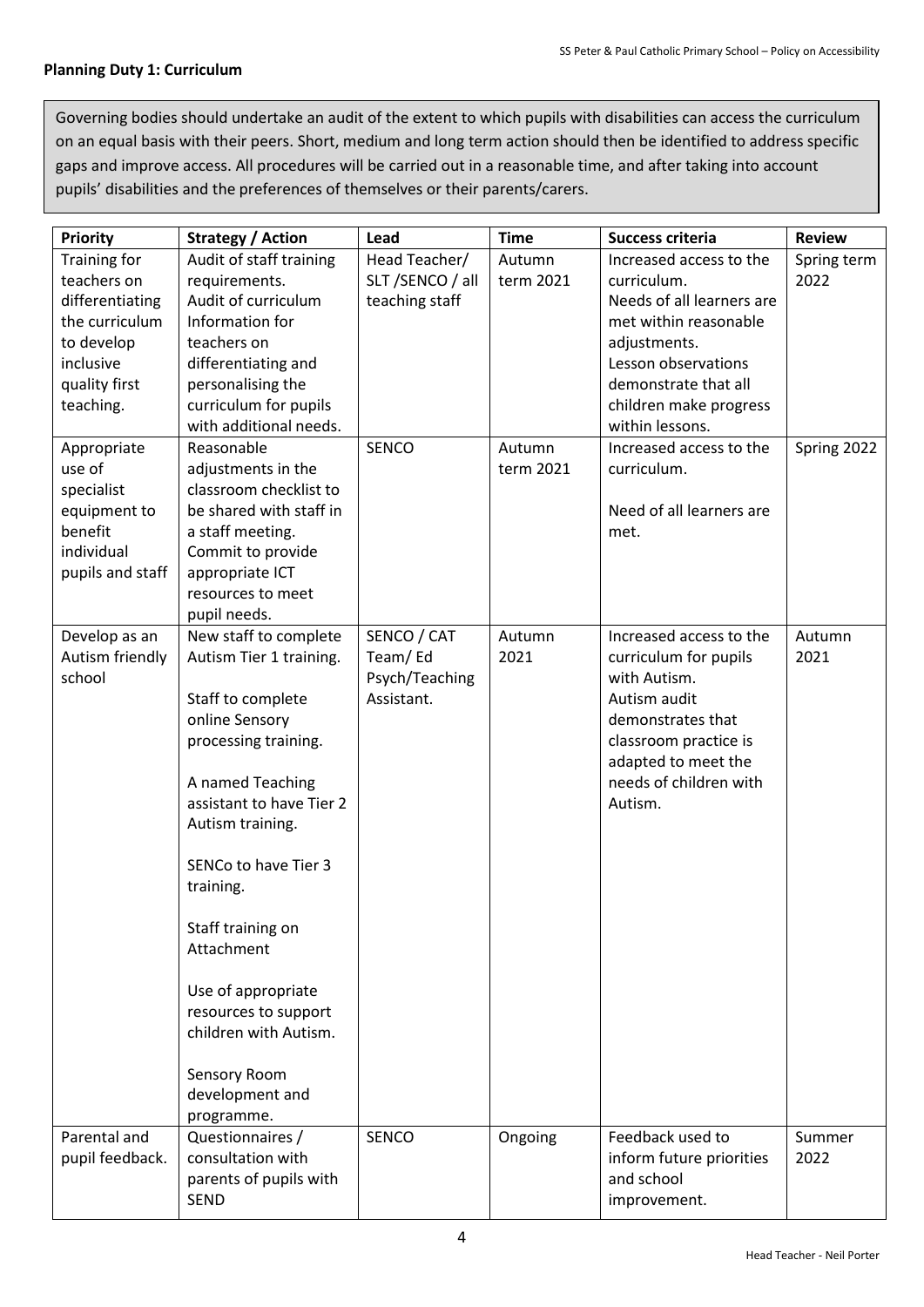**Planning Duty 1: Curriculum**

Governing bodies should undertake an audit of the extent to which pupils with disabilities can access the curriculum on an equal basis with their peers. Short, medium and long term action should then be identified to address specific gaps and improve access. All procedures will be carried out in a reasonable time, and after taking into account pupils' disabilities and the preferences of themselves or their parents/carers.

| Priority | Strategy / Action | Lead | Time | Success criteria | Review |
|---|---|---|---|---|---|
| Training for teachers on differentiating the curriculum to develop inclusive quality first teaching. | Audit of staff training requirements.<br>Audit of curriculum<br>Information for teachers on differentiating and personalising the curriculum for pupils with additional needs. | Head Teacher/ SLT /SENCO / all teaching staff | Autumn term 2021 | Increased access to the curriculum.<br>Needs of all learners are met within reasonable adjustments.<br>Lesson observations demonstrate that all children make progress within lessons. | Spring term 2022 |
| Appropriate use of specialist equipment to benefit individual pupils and staff | Reasonable adjustments in the classroom checklist to be shared with staff in a staff meeting.<br>Commit to provide appropriate ICT resources to meet pupil needs. | SENCO | Autumn term 2021 | Increased access to the curriculum.<br><br>Need of all learners are met. | Spring 2022 |
| Develop as an Autism friendly school | New staff to complete Autism Tier 1 training.<br><br>Staff to complete online Sensory processing training.<br><br>A named Teaching assistant to have Tier 2 Autism training.<br><br>SENCo to have Tier 3 training.<br><br>Staff training on Attachment<br><br>Use of appropriate resources to support children with Autism.<br><br>Sensory Room development and programme. | SENCO / CAT Team/ Ed Psych/Teaching Assistant. | Autumn 2021 | Increased access to the curriculum for pupils with Autism.<br>Autism audit demonstrates that classroom practice is adapted to meet the needs of children with Autism. | Autumn 2021 |
| Parental and pupil feedback. | Questionnaires / consultation with parents of pupils with SEND | SENCO | Ongoing | Feedback used to inform future priorities and school improvement. | Summer 2022 |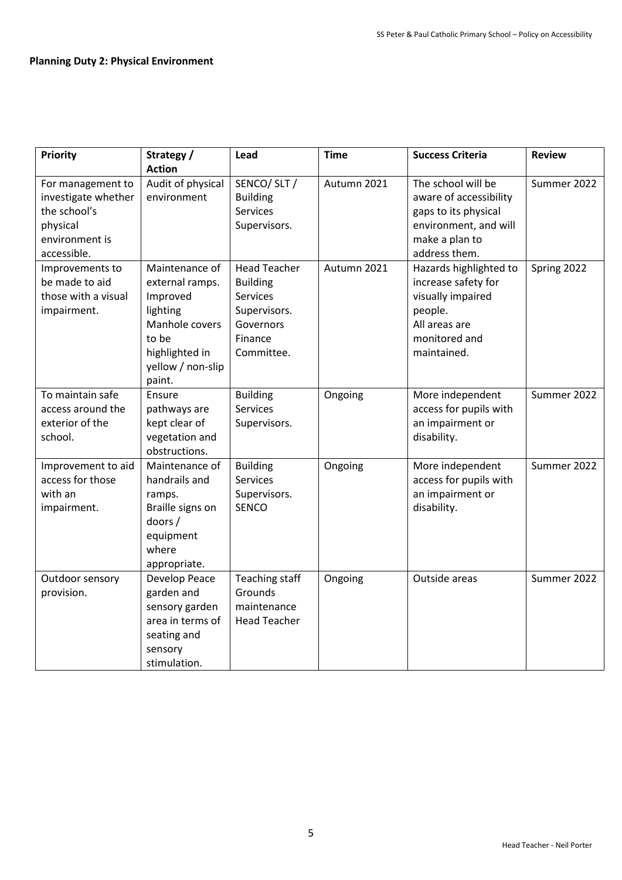**Planning Duty 2: Physical Environment**

| Priority | Strategy / Action | Lead | Time | Success Criteria | Review |
|---|---|---|---|---|---|
| For management to investigate whether the school's physical environment is accessible. | Audit of physical environment | SENCO/ SLT / Building Services Supervisors. | Autumn 2021 | The school will be aware of accessibility gaps to its physical environment, and will make a plan to address them. | Summer 2022 |
| Improvements to be made to aid those with a visual impairment. | Maintenance of external ramps. Improved lighting Manhole covers to be highlighted in yellow / non-slip paint. | Head Teacher Building Services Supervisors. Governors Finance Committee. | Autumn 2021 | Hazards highlighted to increase safety for visually impaired people. All areas are monitored and maintained. | Spring 2022 |
| To maintain safe access around the exterior of the school. | Ensure pathways are kept clear of vegetation and obstructions. | Building Services Supervisors. | Ongoing | More independent access for pupils with an impairment or disability. | Summer 2022 |
| Improvement to aid access for those with an impairment. | Maintenance of handrails and ramps. Braille signs on doors / equipment where appropriate. | Building Services Supervisors. SENCO | Ongoing | More independent access for pupils with an impairment or disability. | Summer 2022 |
| Outdoor sensory provision. | Develop Peace garden and sensory garden area in terms of seating and sensory stimulation. | Teaching staff Grounds maintenance Head Teacher | Ongoing | Outside areas | Summer 2022 |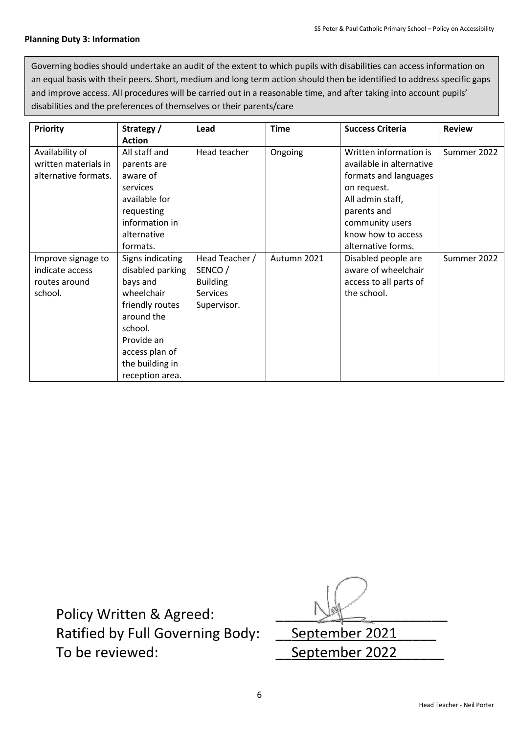### Planning Duty 3: Information

Governing bodies should undertake an audit of the extent to which pupils with disabilities can access information on an equal basis with their peers. Short, medium and long term action should then be identified to address specific gaps and improve access. All procedures will be carried out in a reasonable time, and after taking into account pupils' disabilities and the preferences of themselves or their parents/care

| Priority | Strategy / Action | Lead | Time | Success Criteria | Review |
|---|---|---|---|---|---|
| Availability of written materials in alternative formats. | All staff and parents are aware of services available for requesting information in alternative formats. | Head teacher | Ongoing | Written information is available in alternative formats and languages on request. All admin staff, parents and community users know how to access alternative forms. | Summer 2022 |
| Improve signage to indicate access routes around school. | Signs indicating disabled parking bays and wheelchair friendly routes around the school. Provide an access plan of the building in reception area. | Head Teacher / SENCO / Building Services Supervisor. | Autumn 2021 | Disabled people are aware of wheelchair access to all parts of the school. | Summer 2022 |

Policy Written & Agreed: ____________________

Ratified by Full Governing Body: __September 2021_____

To be reviewed: __September 2022______

Head Teacher - Neil Porter